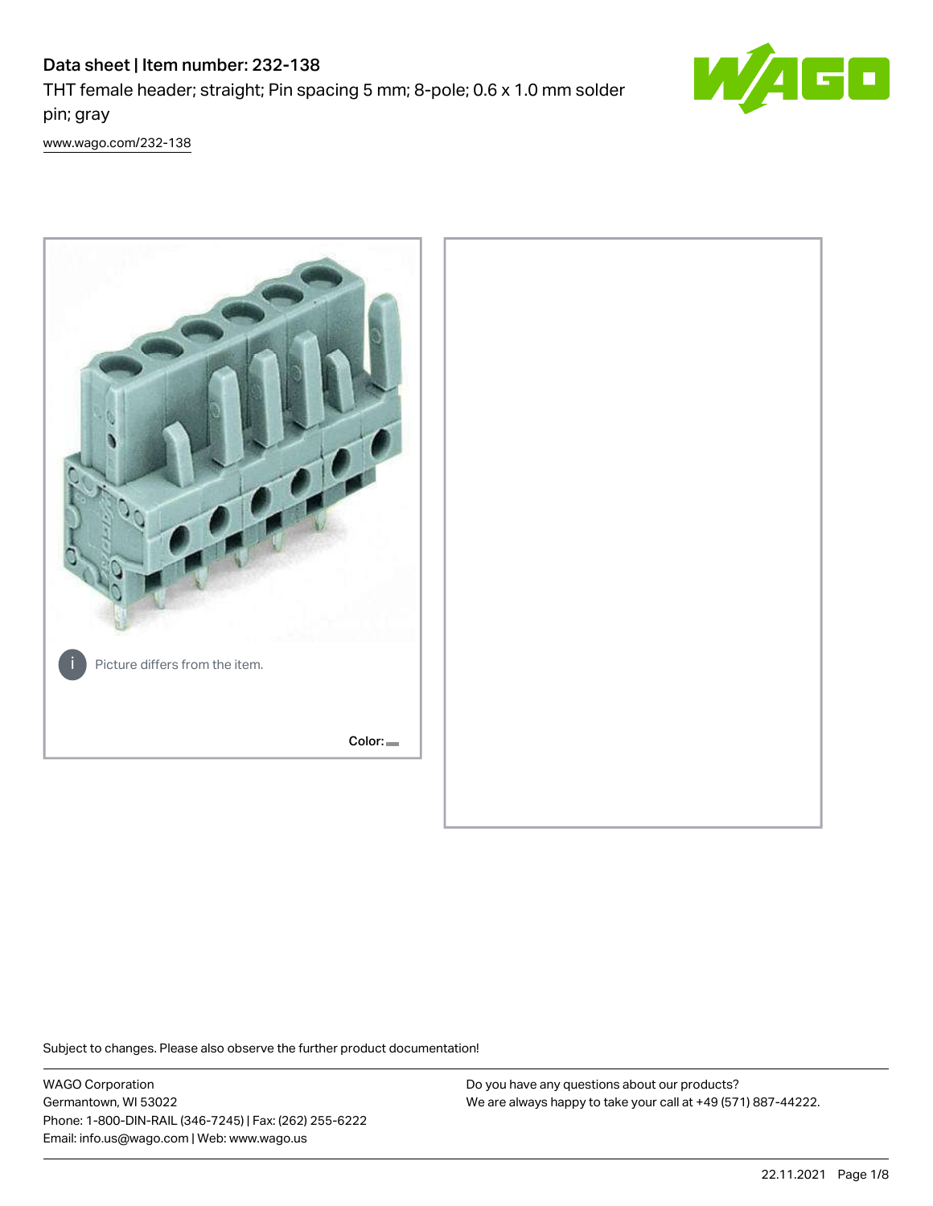# Data sheet | Item number: 232-138

THT female header; straight; Pin spacing 5 mm; 8-pole; 0.6 x 1.0 mm solder pin; gray

www.wago.com/232-138

Picture differs from the item.

Color:

Subject to changes. Please also observe the further product documentation!

WAGO Corporation
Germantown, WI 53022
Phone: 1-800-DIN-RAIL (346-7245) | Fax: (262) 255-6222
Email: info.us@wago.com | Web: www.wago.us

Do you have any questions about our products?
We are always happy to take your call at +49 (571) 887-44222.

22.11.2021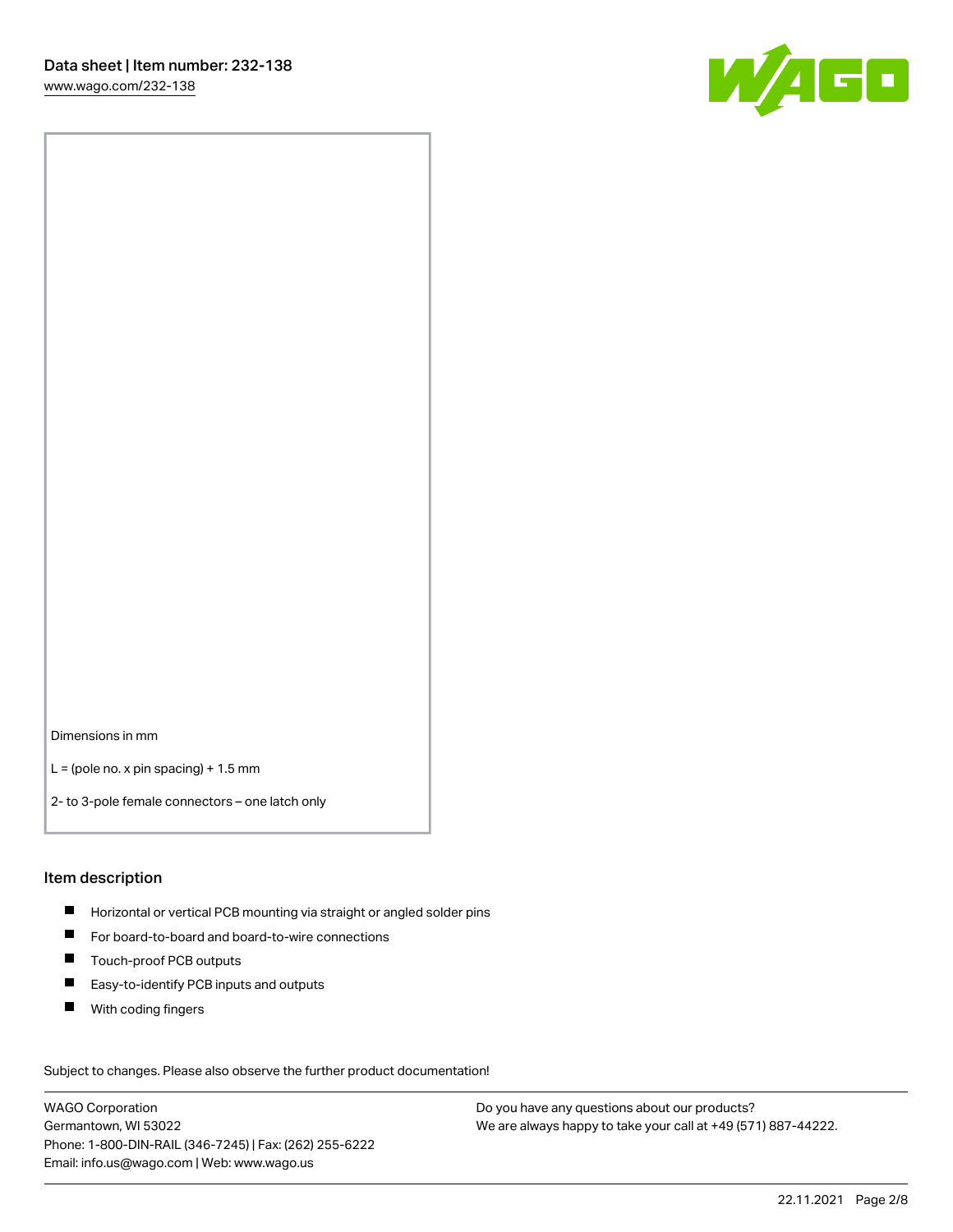Dimensions in mm

L = (pole no. x pin spacing) + 1.5 mm

2- to 3-pole female connectors – one latch only

## Item description

- Horizontal or vertical PCB mounting via straight or angled solder pins
- For board-to-board and board-to-wire connections
- Touch-proof PCB outputs
- Easy-to-identify PCB inputs and outputs
- With coding fingers

Subject to changes. Please also observe the further product documentation!

WAGO Corporation
Germantown, WI 53022
Phone: 1-800-DIN-RAIL (346-7245) | Fax: (262) 255-6222
Email: info.us@wago.com | Web: www.wago.us

Do you have any questions about our products?
We are always happy to take your call at +49 (571) 887-44222.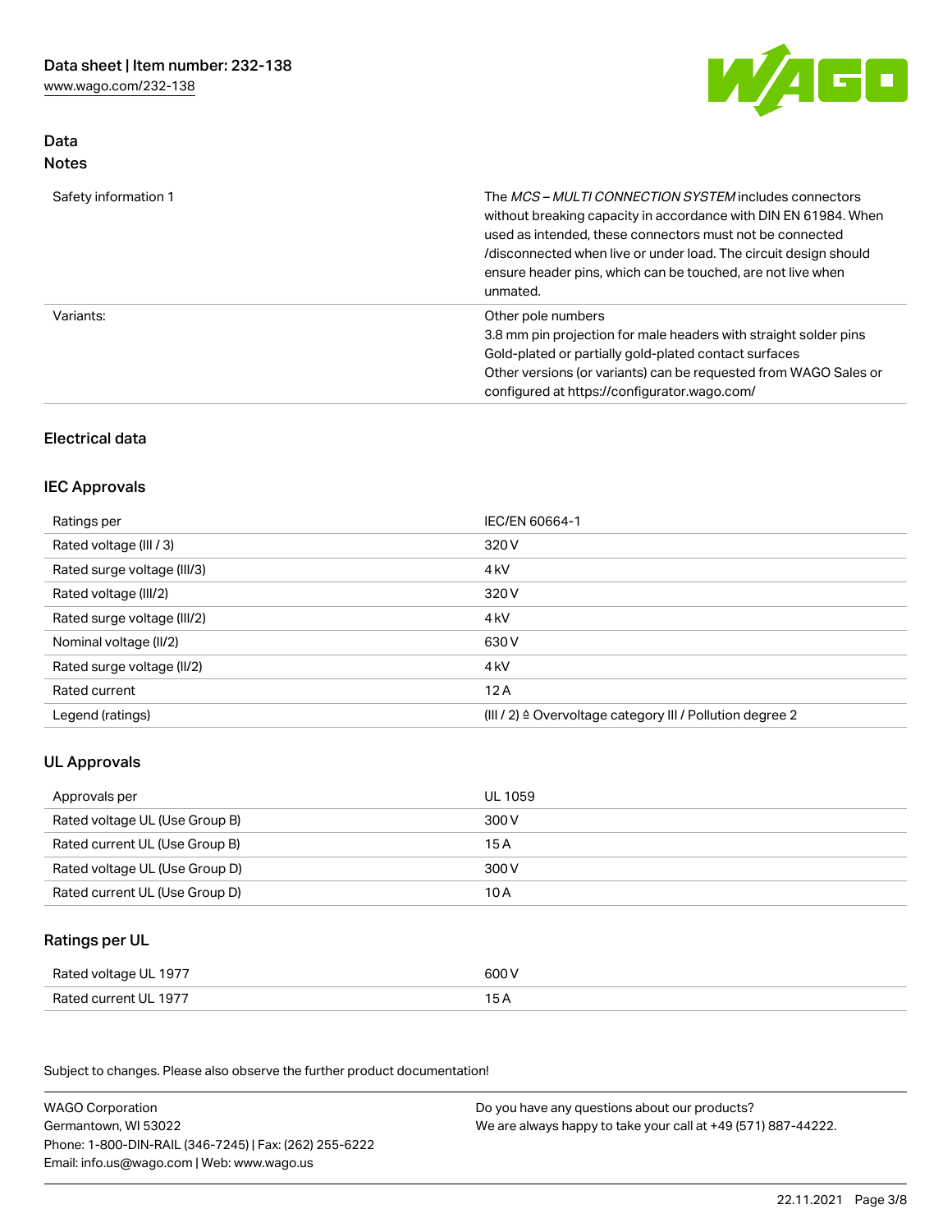## Data
### Notes

| | |
|---|---|
| Safety information 1 | The *MCS – MULTI CONNECTION SYSTEM* includes connectors without breaking capacity in accordance with DIN EN 61984. When used as intended, these connectors must not be connected /disconnected when live or under load. The circuit design should ensure header pins, which can be touched, are not live when unmated. |
| Variants: | Other pole numbers<br>3.8 mm pin projection for male headers with straight solder pins<br>Gold-plated or partially gold-plated contact surfaces<br>Other versions (or variants) can be requested from WAGO Sales or configured at https://configurator.wago.com/ |

## Electrical data

### IEC Approvals

| | |
|---|---|
| Ratings per | IEC/EN 60664-1 |
| Rated voltage (III / 3) | 320 V |
| Rated surge voltage (III/3) | 4 kV |
| Rated voltage (III/2) | 320 V |
| Rated surge voltage (III/2) | 4 kV |
| Nominal voltage (II/2) | 630 V |
| Rated surge voltage (II/2) | 4 kV |
| Rated current | 12 A |
| Legend (ratings) | (III / 2) ≙ Overvoltage category III / Pollution degree 2 |

### UL Approvals

| | |
|---|---|
| Approvals per | UL 1059 |
| Rated voltage UL (Use Group B) | 300 V |
| Rated current UL (Use Group B) | 15 A |
| Rated voltage UL (Use Group D) | 300 V |
| Rated current UL (Use Group D) | 10 A |

### Ratings per UL

| | |
|---|---|
| Rated voltage UL 1977 | 600 V |
| Rated current UL 1977 | 15 A |

Subject to changes. Please also observe the further product documentation!

WAGO Corporation
Germantown, WI 53022
Phone: 1-800-DIN-RAIL (346-7245) | Fax: (262) 255-6222
Email: info.us@wago.com | Web: www.wago.us

Do you have any questions about our products?
We are always happy to take your call at +49 (571) 887-44222.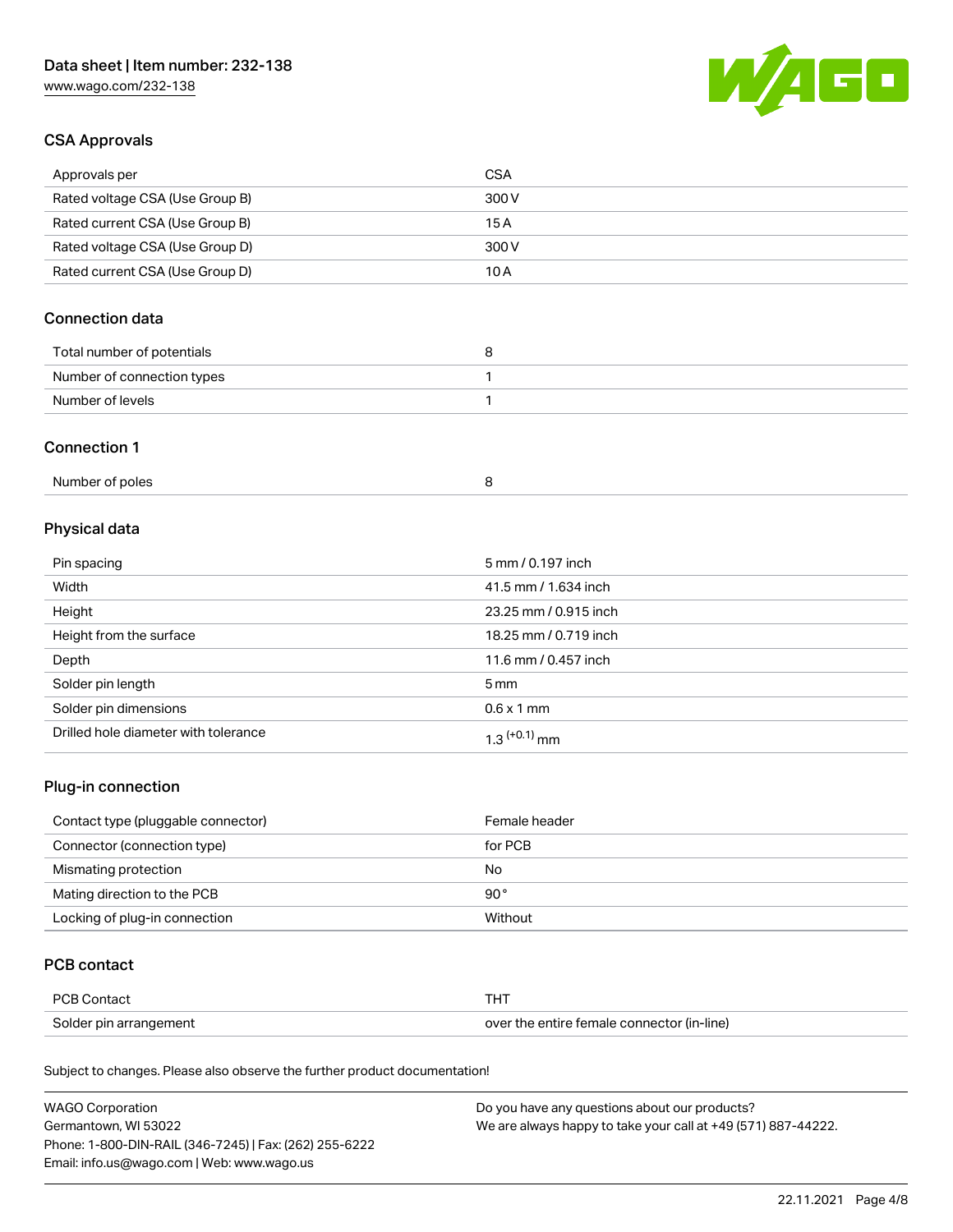## CSA Approvals

| Approvals per | CSA |
| --- | --- |
| Rated voltage CSA (Use Group B) | 300 V |
| Rated current CSA (Use Group B) | 15 A |
| Rated voltage CSA (Use Group D) | 300 V |
| Rated current CSA (Use Group D) | 10 A |

## Connection data

| Total number of potentials | 8 |
| --- | --- |
| Number of connection types | 1 |
| Number of levels | 1 |

## Connection 1

| Number of poles | 8 |
| --- | --- |

## Physical data

| Pin spacing | 5 mm / 0.197 inch |
| --- | --- |
| Width | 41.5 mm / 1.634 inch |
| Height | 23.25 mm / 0.915 inch |
| Height from the surface | 18.25 mm / 0.719 inch |
| Depth | 11.6 mm / 0.457 inch |
| Solder pin length | 5 mm |
| Solder pin dimensions | 0.6 x 1 mm |
| Drilled hole diameter with tolerance | $1.3^{(+0.1)}$ mm |

## Plug-in connection

| Contact type (pluggable connector) | Female header |
| --- | --- |
| Connector (connection type) | for PCB |
| Mismating protection | No |
| Mating direction to the PCB | 90 ° |
| Locking of plug-in connection | Without |

## PCB contact

| PCB Contact | THT |
| --- | --- |
| Solder pin arrangement | over the entire female connector (in-line) |

Subject to changes. Please also observe the further product documentation!

WAGO Corporation
Germantown, WI 53022
Phone: 1-800-DIN-RAIL (346-7245) | Fax: (262) 255-6222
Email: info.us@wago.com | Web: www.wago.us

Do you have any questions about our products?
We are always happy to take your call at +49 (571) 887-44222.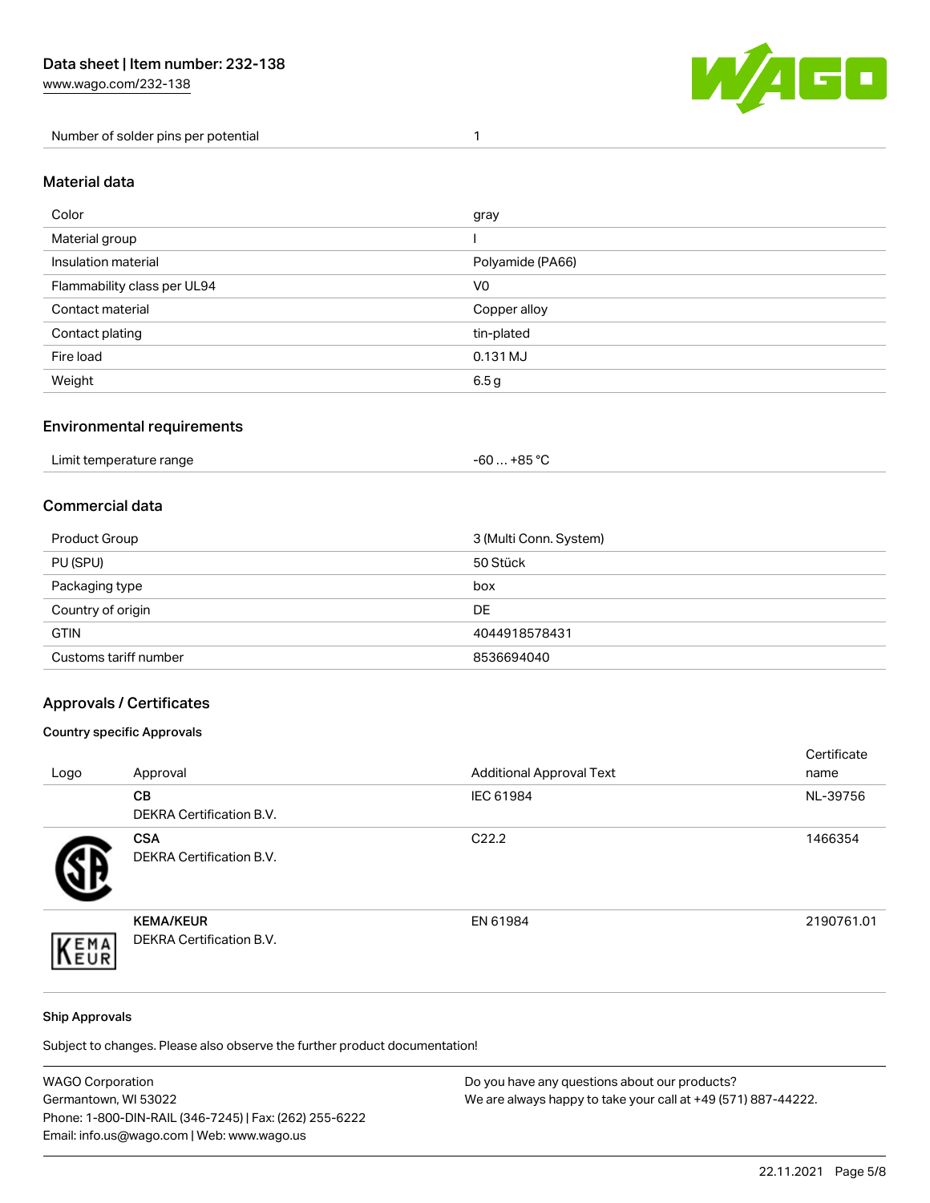| | |
|---|---|
| Number of solder pins per potential | 1 |

## Material data

| | |
|---|---|
| Color | gray |
| Material group | I |
| Insulation material | Polyamide (PA66) |
| Flammability class per UL94 | V0 |
| Contact material | Copper alloy |
| Contact plating | tin-plated |
| Fire load | 0.131 MJ |
| Weight | 6.5 g |

## Environmental requirements

| | |
|---|---|
| Limit temperature range | -60 … +85 °C |

## Commercial data

| | |
|---|---|
| Product Group | 3 (Multi Conn. System) |
| PU (SPU) | 50 Stück |
| Packaging type | box |
| Country of origin | DE |
| GTIN | 4044918578431 |
| Customs tariff number | 8536694040 |

## Approvals / Certificates

### Country specific Approvals

| Logo | Approval | Additional Approval Text | Certificate name |
|---|---|---|---|
| | **CB** DEKRA Certification B.V. | IEC 61984 | NL-39756 |
| | **CSA** DEKRA Certification B.V. | C22.2 | 1466354 |
| | **KEMA/KEUR** DEKRA Certification B.V. | EN 61984 | 2190761.01 |

### Ship Approvals

Subject to changes. Please also observe the further product documentation!

WAGO Corporation
Germantown, WI 53022
Phone: 1-800-DIN-RAIL (346-7245) | Fax: (262) 255-6222
Email: info.us@wago.com | Web: www.wago.us

Do you have any questions about our products?
We are always happy to take your call at +49 (571) 887-44222.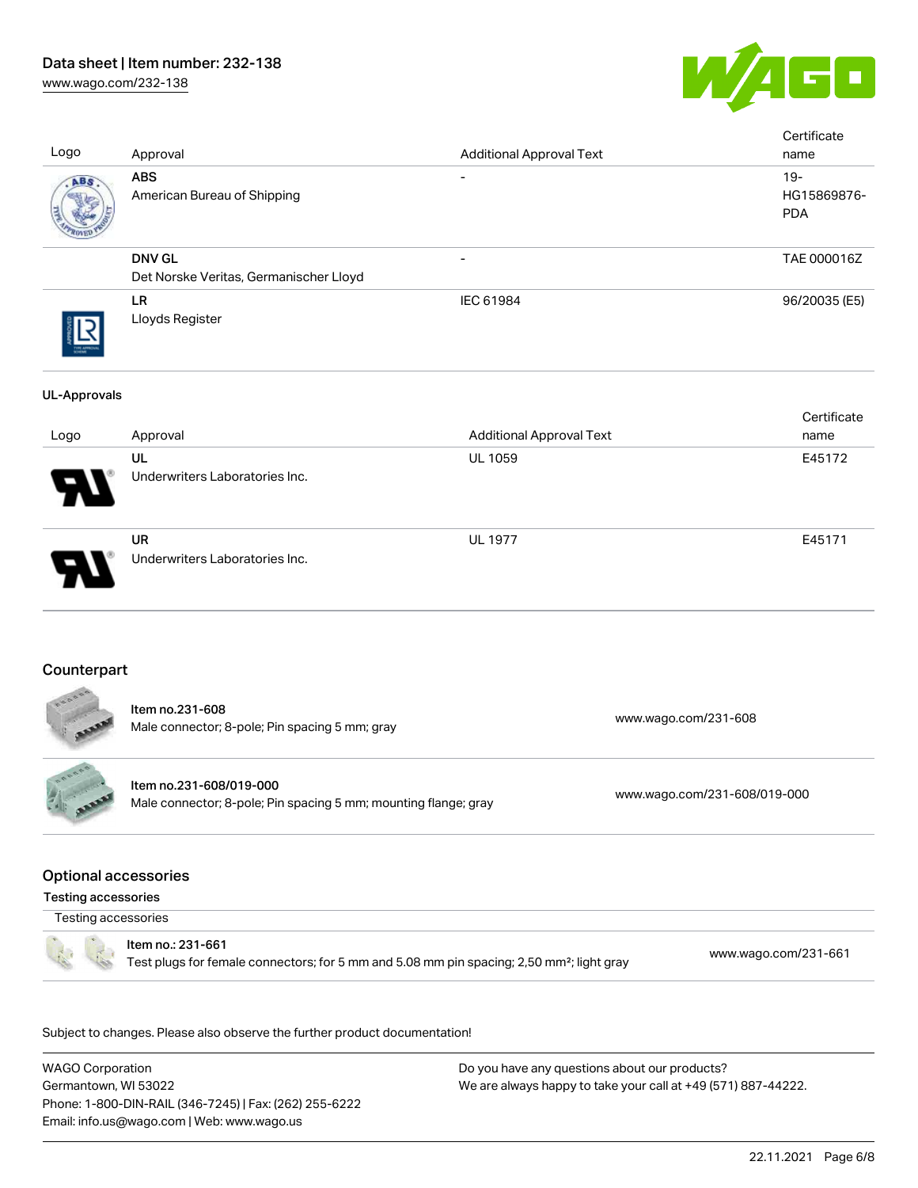| Logo | Approval | Additional Approval Text | Certificate name |
| --- | --- | --- | --- |
| | **ABS**<br>American Bureau of Shipping | - | 19-HG15869876-PDA |
| | **DNV GL**<br>Det Norske Veritas, Germanischer Lloyd | - | TAE 000016Z |
| | **LR**<br>Lloyds Register | IEC 61984 | 96/20035 (E5) |

**UL-Approvals**

| Logo | Approval | Additional Approval Text | Certificate name |
| --- | --- | --- | --- |
| | **UL**<br>Underwriters Laboratories Inc. | UL 1059 | E45172 |
| | **UR**<br>Underwriters Laboratories Inc. | UL 1977 | E45171 |

## Counterpart

| Item | Link |
| --- | --- |
| Item no.231-608<br>Male connector; 8-pole; Pin spacing 5 mm; gray | www.wago.com/231-608 |
| Item no.231-608/019-000<br>Male connector; 8-pole; Pin spacing 5 mm; mounting flange; gray | www.wago.com/231-608/019-000 |

## Optional accessories

### Testing accessories

| Testing accessories | |
| --- | --- |
| Item no.: 231-661<br>Test plugs for female connectors; for 5 mm and 5.08 mm pin spacing; 2,50 mm²; light gray | www.wago.com/231-661 |

Subject to changes. Please also observe the further product documentation!

WAGO Corporation
Germantown, WI 53022
Phone: 1-800-DIN-RAIL (346-7245) | Fax: (262) 255-6222
Email: info.us@wago.com | Web: www.wago.us

Do you have any questions about our products?
We are always happy to take your call at +49 (571) 887-44222.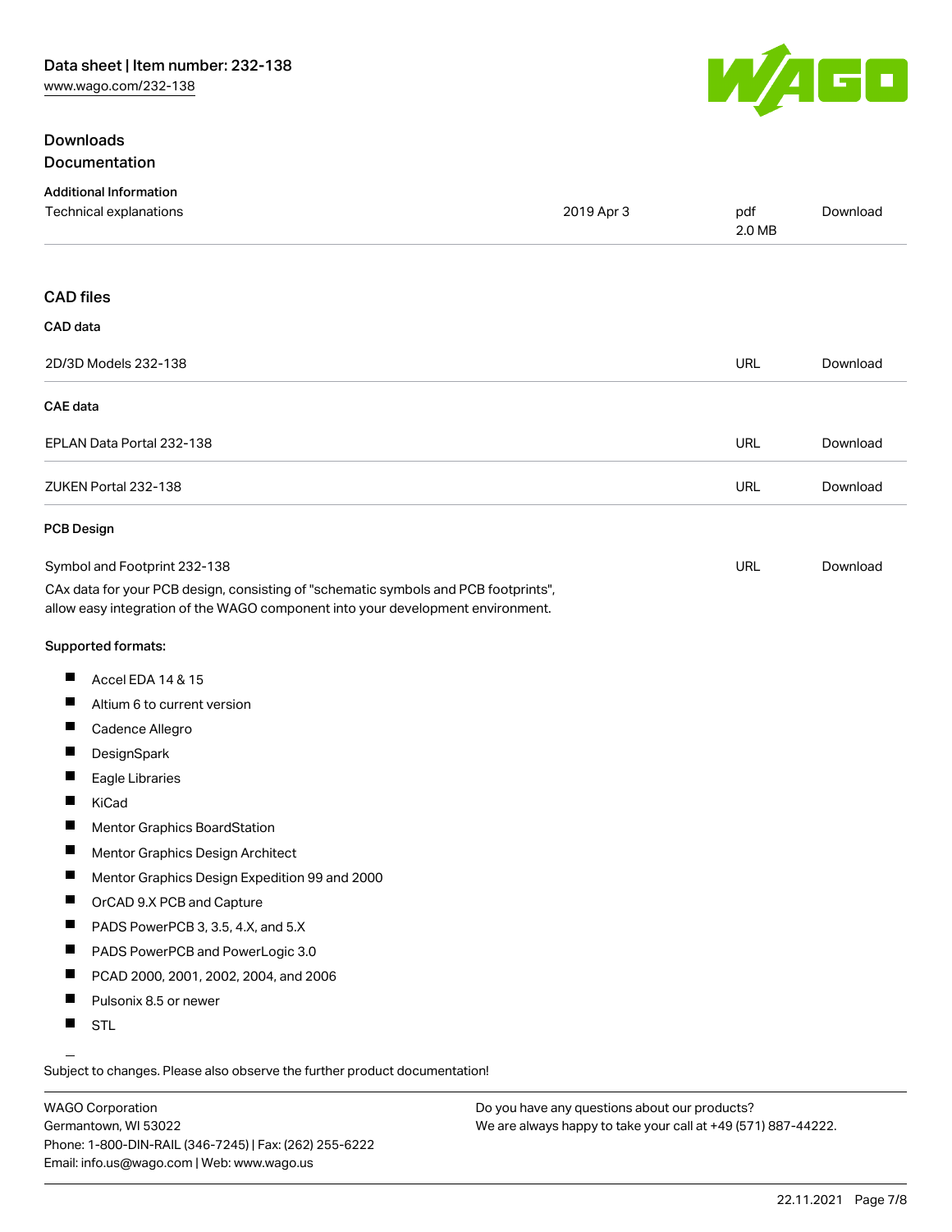## Downloads

### Documentation

**Additional Information**

| | | | |
|---|---|---|---|
| Technical explanations | 2019 Apr 3 | pdf 2.0 MB | Download |

### CAD files

**CAD data**

| | | |
|---|---|---|
| 2D/3D Models 232-138 | URL | Download |

**CAE data**

| | | |
|---|---|---|
| EPLAN Data Portal 232-138 | URL | Download |
| ZUKEN Portal 232-138 | URL | Download |

**PCB Design**

| | | |
|---|---|---|
| Symbol and Footprint 232-138 | URL | Download |

CAx data for your PCB design, consisting of "schematic symbols and PCB footprints", allow easy integration of the WAGO component into your development environment.

**Supported formats:**

- Accel EDA 14 & 15
- Altium 6 to current version
- Cadence Allegro
- DesignSpark
- Eagle Libraries
- KiCad
- Mentor Graphics BoardStation
- Mentor Graphics Design Architect
- Mentor Graphics Design Expedition 99 and 2000
- OrCAD 9.X PCB and Capture
- PADS PowerPCB 3, 3.5, 4.X, and 5.X
- PADS PowerPCB and PowerLogic 3.0
- PCAD 2000, 2001, 2002, 2004, and 2006
- Pulsonix 8.5 or newer
- STL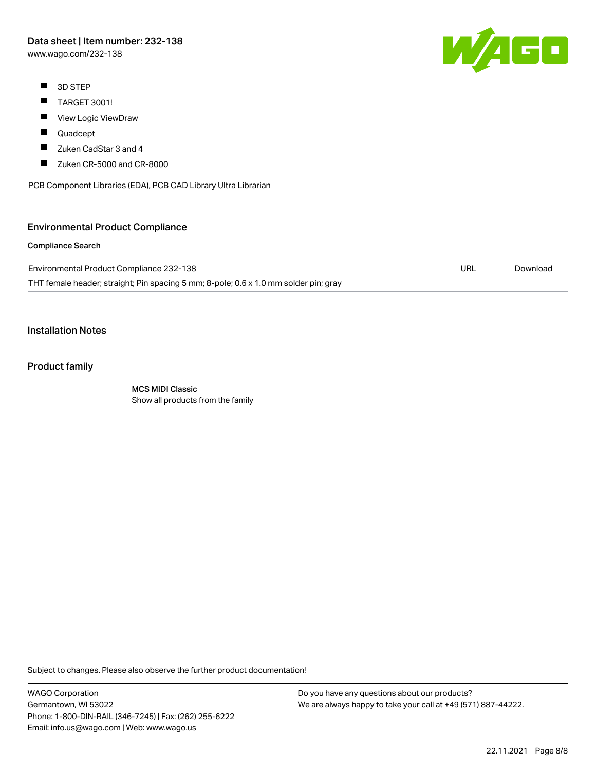- 3D STEP
- TARGET 3001!
- View Logic ViewDraw
- Quadcept
- Zuken CadStar 3 and 4
- Zuken CR-5000 and CR-8000

PCB Component Libraries (EDA), PCB CAD Library Ultra Librarian

## Environmental Product Compliance

### Compliance Search

| | | |
|---|---|---|
| Environmental Product Compliance 232-138<br>THT female header; straight; Pin spacing 5 mm; 8-pole; 0.6 x 1.0 mm solder pin; gray | URL | Download |

## Installation Notes

## Product family

MCS MIDI Classic
Show all products from the family

Subject to changes. Please also observe the further product documentation!

WAGO Corporation
Germantown, WI 53022
Phone: 1-800-DIN-RAIL (346-7245) | Fax: (262) 255-6222
Email: info.us@wago.com | Web: www.wago.us

Do you have any questions about our products?
We are always happy to take your call at +49 (571) 887-44222.